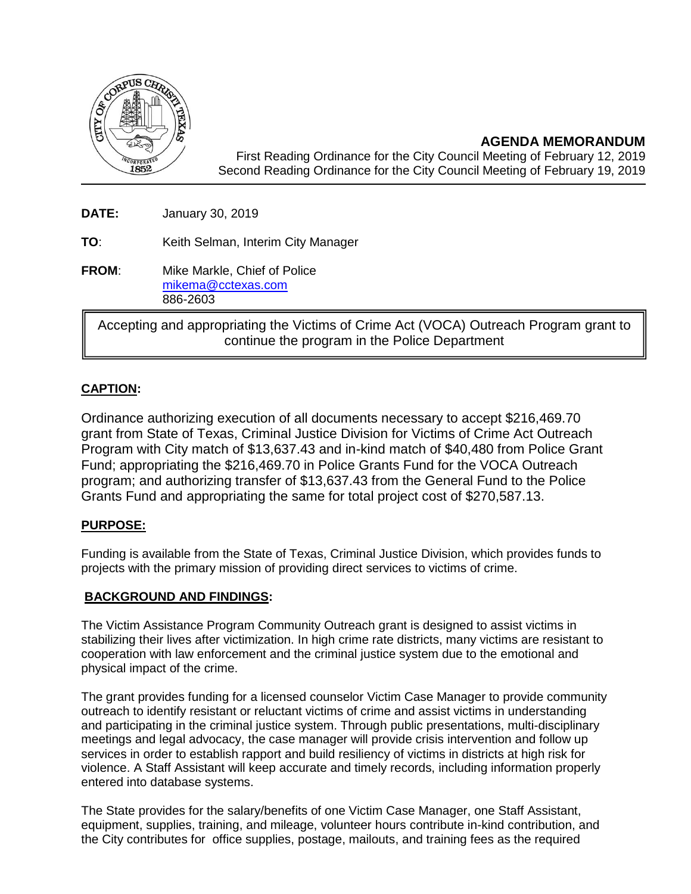# AGENDA MEMORANDUM

First Reading Ordinance for the City Council Meeting of February 12, 2019
Second Reading Ordinance for the City Council Meeting of February 19, 2019

**DATE:** January 30, 2019

**TO**: Keith Selman, Interim City Manager

**FROM**: Mike Markle, Chief of Police
mikema@cctexas.com
886-2603

Accepting and appropriating the Victims of Crime Act (VOCA) Outreach Program grant to continue the program in the Police Department

## CAPTION:

Ordinance authorizing execution of all documents necessary to accept $216,469.70 grant from State of Texas, Criminal Justice Division for Victims of Crime Act Outreach Program with City match of $13,637.43 and in-kind match of $40,480 from Police Grant Fund; appropriating the $216,469.70 in Police Grants Fund for the VOCA Outreach program; and authorizing transfer of $13,637.43 from the General Fund to the Police Grants Fund and appropriating the same for total project cost of $270,587.13.

## PURPOSE:

Funding is available from the State of Texas, Criminal Justice Division, which provides funds to projects with the primary mission of providing direct services to victims of crime.

## BACKGROUND AND FINDINGS:

The Victim Assistance Program Community Outreach grant is designed to assist victims in stabilizing their lives after victimization. In high crime rate districts, many victims are resistant to cooperation with law enforcement and the criminal justice system due to the emotional and physical impact of the crime.

The grant provides funding for a licensed counselor Victim Case Manager to provide community outreach to identify resistant or reluctant victims of crime and assist victims in understanding and participating in the criminal justice system. Through public presentations, multi-disciplinary meetings and legal advocacy, the case manager will provide crisis intervention and follow up services in order to establish rapport and build resiliency of victims in districts at high risk for violence. A Staff Assistant will keep accurate and timely records, including information properly entered into database systems.

The State provides for the salary/benefits of one Victim Case Manager, one Staff Assistant, equipment, supplies, training, and mileage, volunteer hours contribute in-kind contribution, and the City contributes for office supplies, postage, mailouts, and training fees as the required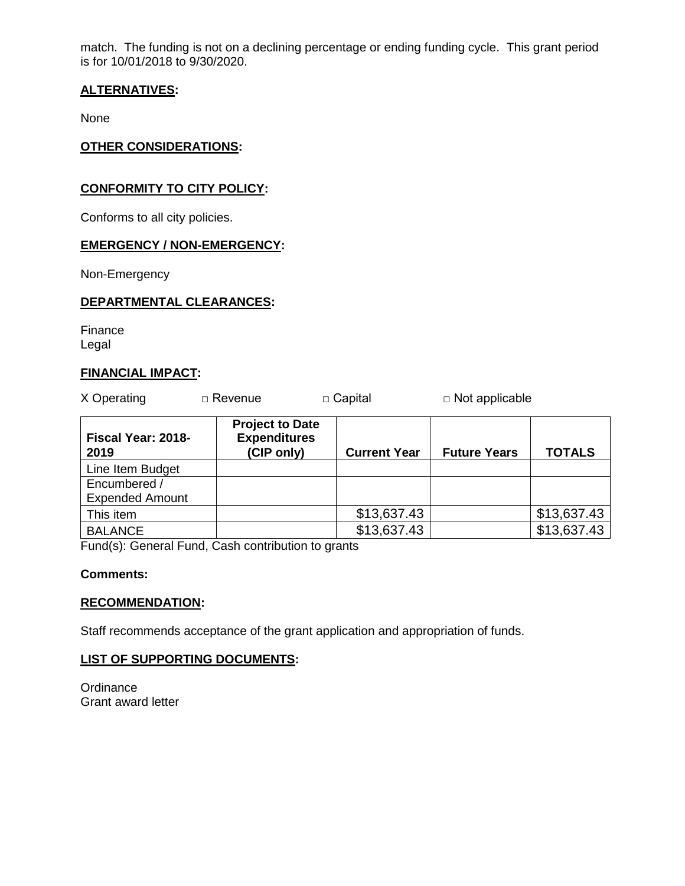match. The funding is not on a declining percentage or ending funding cycle. This grant period is for 10/01/2018 to 9/30/2020.

**ALTERNATIVES:**

None

**OTHER CONSIDERATIONS:**

**CONFORMITY TO CITY POLICY:**

Conforms to all city policies.

**EMERGENCY / NON-EMERGENCY:**

Non-Emergency

**DEPARTMENTAL CLEARANCES:**

Finance
Legal

**FINANCIAL IMPACT:**

X Operating □ Revenue □ Capital □ Not applicable

| Fiscal Year: 2018-2019 | Project to Date Expenditures (CIP only) | Current Year | Future Years | TOTALS |
|---|---|---|---|---|
| Line Item Budget | | | | |
| Encumbered / Expended Amount | | | | |
| This item | | $13,637.43 | | $13,637.43 |
| BALANCE | | $13,637.43 | | $13,637.43 |

Fund(s): General Fund, Cash contribution to grants

**Comments:**

**RECOMMENDATION:**

Staff recommends acceptance of the grant application and appropriation of funds.

**LIST OF SUPPORTING DOCUMENTS:**

Ordinance
Grant award letter